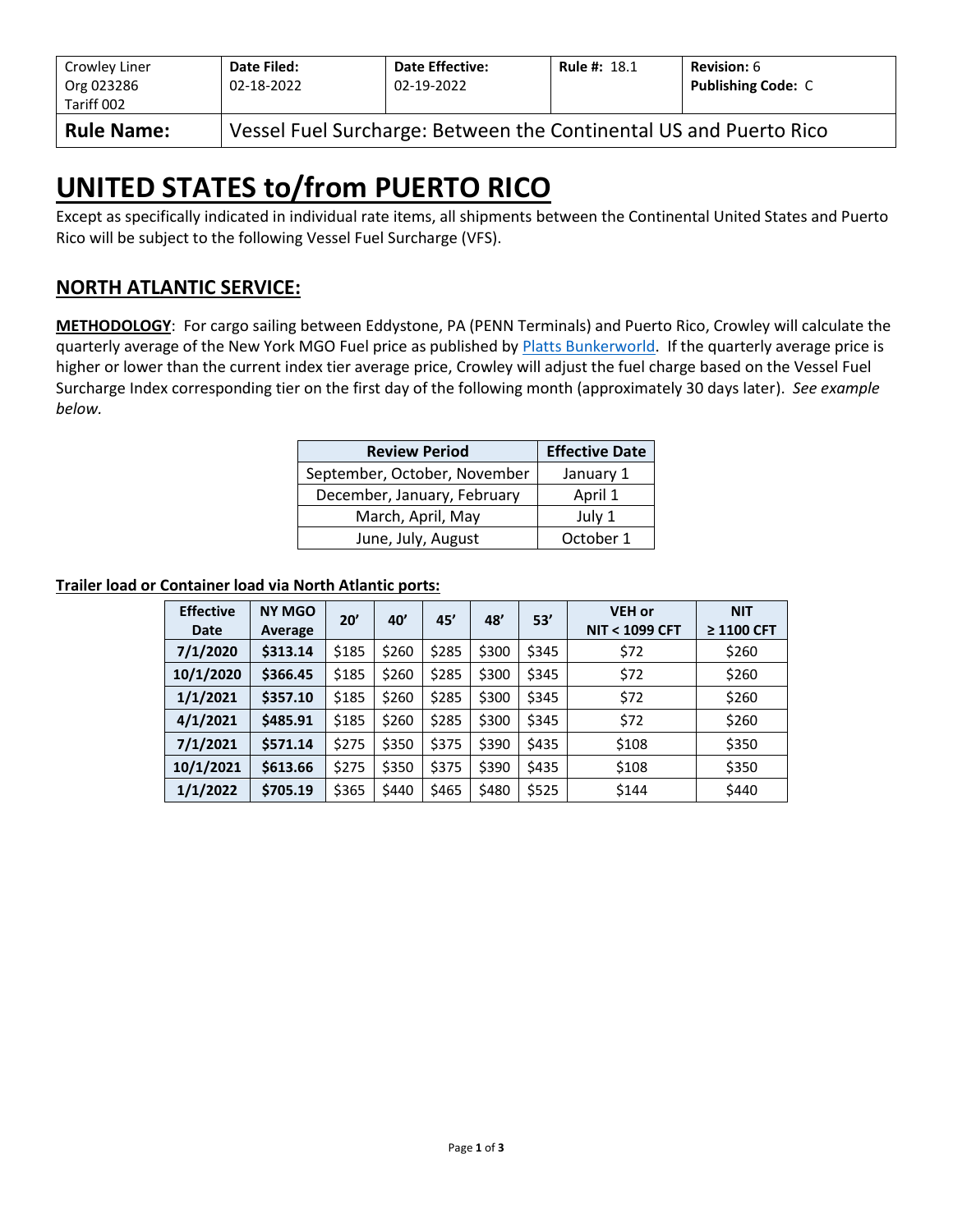| Crowley Liner Org 023286 Tariff 002 | **Date Filed:** 02-18-2022 | **Date Effective:** 02-19-2022 | **Rule #:** 18.1 | **Revision:** 6 **Publishing Code:** C |
|---|---|---|---|---|
| **Rule Name:** | Vessel Fuel Surcharge: Between the Continental US and Puerto Rico | | | |

# UNITED STATES to/from PUERTO RICO

Except as specifically indicated in individual rate items, all shipments between the Continental United States and Puerto Rico will be subject to the following Vessel Fuel Surcharge (VFS).

## NORTH ATLANTIC SERVICE:

**METHODOLOGY**: For cargo sailing between Eddystone, PA (PENN Terminals) and Puerto Rico, Crowley will calculate the quarterly average of the New York MGO Fuel price as published by Platts Bunkerworld. If the quarterly average price is higher or lower than the current index tier average price, Crowley will adjust the fuel charge based on the Vessel Fuel Surcharge Index corresponding tier on the first day of the following month (approximately 30 days later). *See example below.*

| Review Period | Effective Date |
|---|---|
| September, October, November | January 1 |
| December, January, February | April 1 |
| March, April, May | July 1 |
| June, July, August | October 1 |

**Trailer load or Container load via North Atlantic ports:**

| Effective Date | NY MGO Average | 20' | 40' | 45' | 48' | 53' | VEH or NIT < 1099 CFT | NIT ≥ 1100 CFT |
|---|---|---|---|---|---|---|---|---|
| **7/1/2020** | **$313.14** | $185 | $260 | $285 | $300 | $345 | $72 | $260 |
| **10/1/2020** | **$366.45** | $185 | $260 | $285 | $300 | $345 | $72 | $260 |
| **1/1/2021** | **$357.10** | $185 | $260 | $285 | $300 | $345 | $72 | $260 |
| **4/1/2021** | **$485.91** | $185 | $260 | $285 | $300 | $345 | $72 | $260 |
| **7/1/2021** | **$571.14** | $275 | $350 | $375 | $390 | $435 | $108 | $350 |
| **10/1/2021** | **$613.66** | $275 | $350 | $375 | $390 | $435 | $108 | $350 |
| **1/1/2022** | **$705.19** | $365 | $440 | $465 | $480 | $525 | $144 | $440 |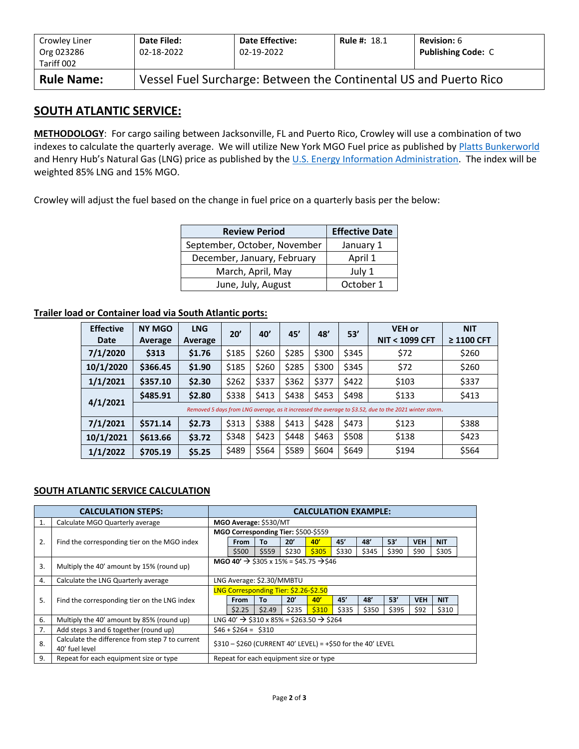| Crowley Liner Org 023286 Tariff 002 | Date Filed: 02-18-2022 | Date Effective: 02-19-2022 | Rule #: 18.1 | Revision: 6 Publishing Code: C |
|---|---|---|---|---|
| **Rule Name:** | Vessel Fuel Surcharge: Between the Continental US and Puerto Rico | | | |

## SOUTH ATLANTIC SERVICE:

**METHODOLOGY**: For cargo sailing between Jacksonville, FL and Puerto Rico, Crowley will use a combination of two indexes to calculate the quarterly average. We will utilize New York MGO Fuel price as published by Platts Bunkerworld and Henry Hub's Natural Gas (LNG) price as published by the U.S. Energy Information Administration. The index will be weighted 85% LNG and 15% MGO.

Crowley will adjust the fuel based on the change in fuel price on a quarterly basis per the below:

| Review Period | Effective Date |
|---|---|
| September, October, November | January 1 |
| December, January, February | April 1 |
| March, April, May | July 1 |
| June, July, August | October 1 |

**Trailer load or Container load via South Atlantic ports:**

| Effective Date | NY MGO Average | LNG Average | 20' | 40' | 45' | 48' | 53' | VEH or NIT < 1099 CFT | NIT ≥ 1100 CFT |
|---|---|---|---|---|---|---|---|---|---|
| **7/1/2020** | **$313** | **$1.76** | $185 | $260 | $285 | $300 | $345 | $72 | $260 |
| **10/1/2020** | **$366.45** | **$1.90** | $185 | $260 | $285 | $300 | $345 | $72 | $260 |
| **1/1/2021** | **$357.10** | **$2.30** | $262 | $337 | $362 | $377 | $422 | $103 | $337 |
| **4/1/2021** | **$485.91** | **$2.80** | $338 | $413 | $438 | $453 | $498 | $133 | $413 |
| | *Removed 5 days from LNG average, as it increased the average to $3.52, due to the 2021 winter storm.* | | | | | | | | |
| **7/1/2021** | **$571.14** | **$2.73** | $313 | $388 | $413 | $428 | $473 | $123 | $388 |
| **10/1/2021** | **$613.66** | **$3.72** | $348 | $423 | $448 | $463 | $508 | $138 | $423 |
| **1/1/2022** | **$705.19** | **$5.25** | $489 | $564 | $589 | $604 | $649 | $194 | $564 |

**SOUTH ATLANTIC SERVICE CALCULATION**

| | CALCULATION STEPS: | CALCULATION EXAMPLE: |
|---|---|---|
| 1. | Calculate MGO Quarterly average | **MGO Average:** $530/MT |
| 2. | Find the corresponding tier on the MGO index | **MGO Corresponding Tier:** $500-$559<br>From: $500 / To: $559 / 20': $230 / 40': $305 / 45': $330 / 48': $345 / 53': $390 / VEH: $90 / NIT: $305 |
| 3. | Multiply the 40' amount by 15% (round up) | **MGO 40'** → $305 x 15% = $45.75 →$46 |
| 4. | Calculate the LNG Quarterly average | LNG Average: $2.30/MMBTU |
| 5. | Find the corresponding tier on the LNG index | LNG Corresponding Tier: $2.26-$2.50<br>From: $2.25 / To: $2.49 / 20': $235 / 40': $310 / 45': $335 / 48': $350 / 53': $395 / VEH: $92 / NIT: $310 |
| 6. | Multiply the 40' amount by 85% (round up) | LNG 40' → $310 x 85% = $263.50 → $264 |
| 7. | Add steps 3 and 6 together (round up) | $46 + $264 = $310 |
| 8. | Calculate the difference from step 7 to current 40' fuel level | $310 – $260 (CURRENT 40' LEVEL) = +$50 for the 40' LEVEL |
| 9. | Repeat for each equipment size or type | Repeat for each equipment size or type |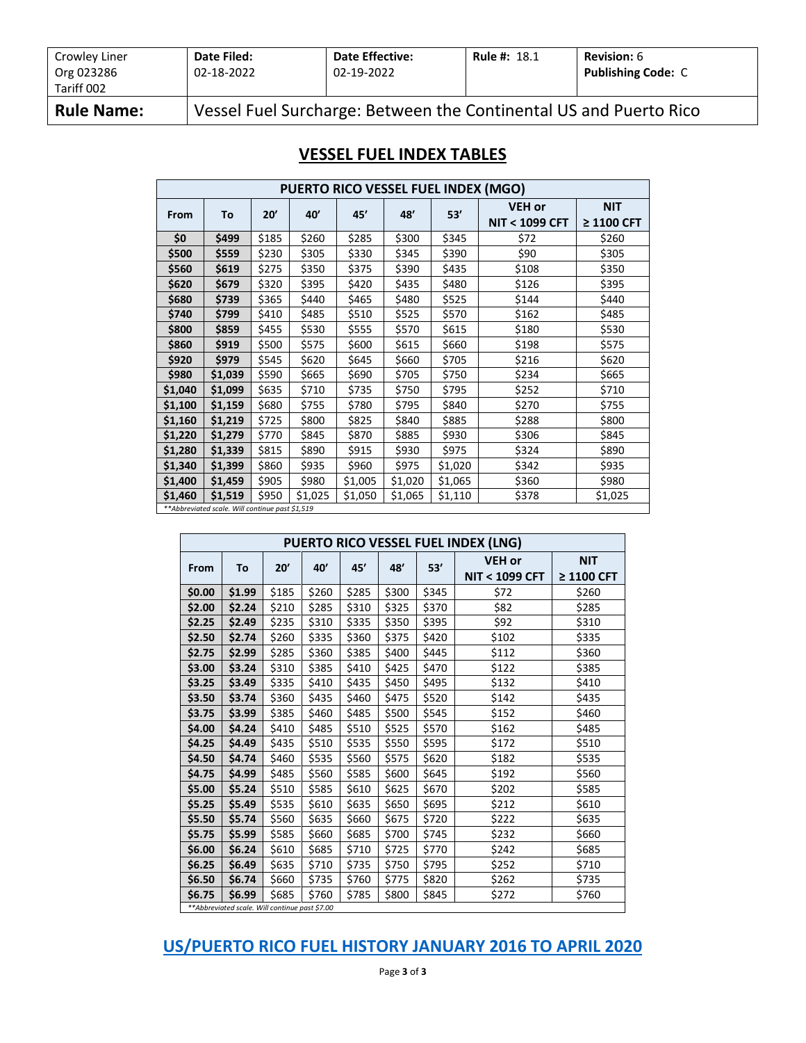| Crowley Liner<br>Org 023286<br>Tariff 002 | **Date Filed:**<br>02-18-2022 | **Date Effective:**<br>02-19-2022 | **Rule #:** 18.1 | **Revision:** 6<br>**Publishing Code:** C |
|---|---|---|---|---|
| **Rule Name:** | Vessel Fuel Surcharge: Between the Continental US and Puerto Rico | | | |

## VESSEL FUEL INDEX TABLES

| PUERTO RICO VESSEL FUEL INDEX (MGO) | | | | | | | | |
|---|---|---|---|---|---|---|---|---|
| **From** | **To** | **20'** | **40'** | **45'** | **48'** | **53'** | **VEH or NIT < 1099 CFT** | **NIT ≥ 1100 CFT** |
| **$0** | **$499** | $185 | $260 | $285 | $300 | $345 | $72 | $260 |
| **$500** | **$559** | $230 | $305 | $330 | $345 | $390 | $90 | $305 |
| **$560** | **$619** | $275 | $350 | $375 | $390 | $435 | $108 | $350 |
| **$620** | **$679** | $320 | $395 | $420 | $435 | $480 | $126 | $395 |
| **$680** | **$739** | $365 | $440 | $465 | $480 | $525 | $144 | $440 |
| **$740** | **$799** | $410 | $485 | $510 | $525 | $570 | $162 | $485 |
| **$800** | **$859** | $455 | $530 | $555 | $570 | $615 | $180 | $530 |
| **$860** | **$919** | $500 | $575 | $600 | $615 | $660 | $198 | $575 |
| **$920** | **$979** | $545 | $620 | $645 | $660 | $705 | $216 | $620 |
| **$980** | **$1,039** | $590 | $665 | $690 | $705 | $750 | $234 | $665 |
| **$1,040** | **$1,099** | $635 | $710 | $735 | $750 | $795 | $252 | $710 |
| **$1,100** | **$1,159** | $680 | $755 | $780 | $795 | $840 | $270 | $755 |
| **$1,160** | **$1,219** | $725 | $800 | $825 | $840 | $885 | $288 | $800 |
| **$1,220** | **$1,279** | $770 | $845 | $870 | $885 | $930 | $306 | $845 |
| **$1,280** | **$1,339** | $815 | $890 | $915 | $930 | $975 | $324 | $890 |
| **$1,340** | **$1,399** | $860 | $935 | $960 | $975 | $1,020 | $342 | $935 |
| **$1,400** | **$1,459** | $905 | $980 | $1,005 | $1,020 | $1,065 | $360 | $980 |
| **$1,460** | **$1,519** | $950 | $1,025 | $1,050 | $1,065 | $1,110 | $378 | $1,025 |

*\*\*Abbreviated scale. Will continue past $1,519*

| PUERTO RICO VESSEL FUEL INDEX (LNG) | | | | | | | | |
|---|---|---|---|---|---|---|---|---|
| **From** | **To** | **20'** | **40'** | **45'** | **48'** | **53'** | **VEH or NIT < 1099 CFT** | **NIT ≥ 1100 CFT** |
| **$0.00** | **$1.99** | $185 | $260 | $285 | $300 | $345 | $72 | $260 |
| **$2.00** | **$2.24** | $210 | $285 | $310 | $325 | $370 | $82 | $285 |
| **$2.25** | **$2.49** | $235 | $310 | $335 | $350 | $395 | $92 | $310 |
| **$2.50** | **$2.74** | $260 | $335 | $360 | $375 | $420 | $102 | $335 |
| **$2.75** | **$2.99** | $285 | $360 | $385 | $400 | $445 | $112 | $360 |
| **$3.00** | **$3.24** | $310 | $385 | $410 | $425 | $470 | $122 | $385 |
| **$3.25** | **$3.49** | $335 | $410 | $435 | $450 | $495 | $132 | $410 |
| **$3.50** | **$3.74** | $360 | $435 | $460 | $475 | $520 | $142 | $435 |
| **$3.75** | **$3.99** | $385 | $460 | $485 | $500 | $545 | $152 | $460 |
| **$4.00** | **$4.24** | $410 | $485 | $510 | $525 | $570 | $162 | $485 |
| **$4.25** | **$4.49** | $435 | $510 | $535 | $550 | $595 | $172 | $510 |
| **$4.50** | **$4.74** | $460 | $535 | $560 | $575 | $620 | $182 | $535 |
| **$4.75** | **$4.99** | $485 | $560 | $585 | $600 | $645 | $192 | $560 |
| **$5.00** | **$5.24** | $510 | $585 | $610 | $625 | $670 | $202 | $585 |
| **$5.25** | **$5.49** | $535 | $610 | $635 | $650 | $695 | $212 | $610 |
| **$5.50** | **$5.74** | $560 | $635 | $660 | $675 | $720 | $222 | $635 |
| **$5.75** | **$5.99** | $585 | $660 | $685 | $700 | $745 | $232 | $660 |
| **$6.00** | **$6.24** | $610 | $685 | $710 | $725 | $770 | $242 | $685 |
| **$6.25** | **$6.49** | $635 | $710 | $735 | $750 | $795 | $252 | $710 |
| **$6.50** | **$6.74** | $660 | $735 | $760 | $775 | $820 | $262 | $735 |
| **$6.75** | **$6.99** | $685 | $760 | $785 | $800 | $845 | $272 | $760 |

*\*\*Abbreviated scale. Will continue past $7.00*

## US/PUERTO RICO FUEL HISTORY JANUARY 2016 TO APRIL 2020